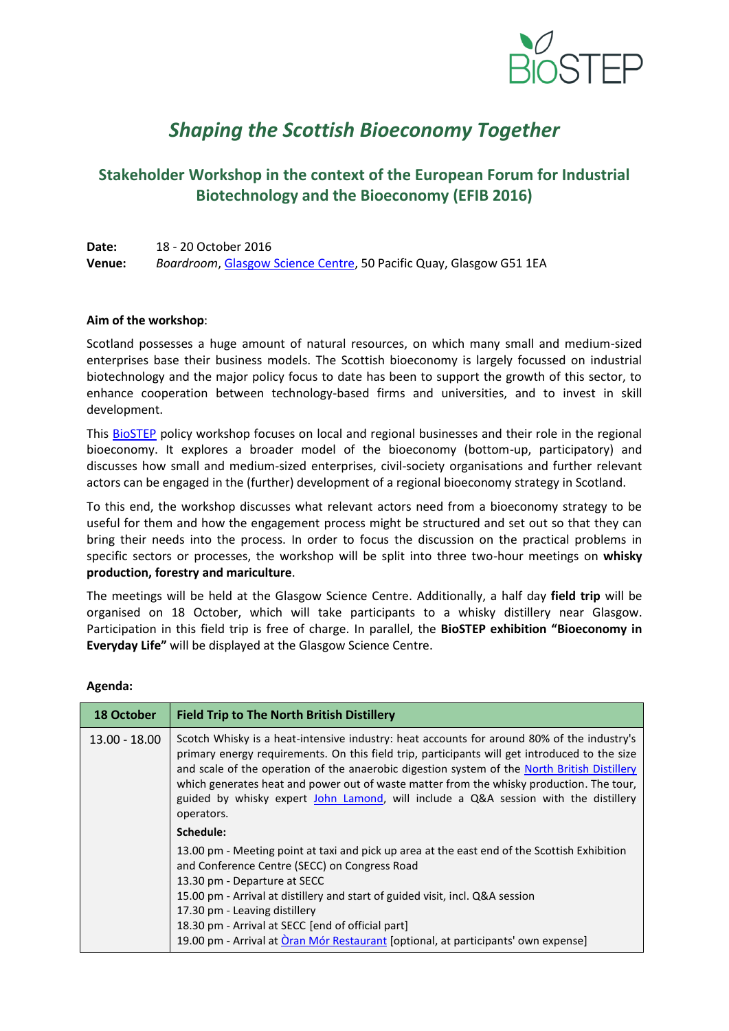# *Shaping the Scottish Bioeconomy Together*

## Stakeholder Workshop in the context of the European Forum for Industrial Biotechnology and the Bioeconomy (EFIB 2016)

**Date:** 18 - 20 October 2016
**Venue:** *Boardroom*, Glasgow Science Centre, 50 Pacific Quay, Glasgow G51 1EA

**Aim of the workshop**:

Scotland possesses a huge amount of natural resources, on which many small and medium-sized enterprises base their business models. The Scottish bioeconomy is largely focussed on industrial biotechnology and the major policy focus to date has been to support the growth of this sector, to enhance cooperation between technology-based firms and universities, and to invest in skill development.

This BioSTEP policy workshop focuses on local and regional businesses and their role in the regional bioeconomy. It explores a broader model of the bioeconomy (bottom-up, participatory) and discusses how small and medium-sized enterprises, civil-society organisations and further relevant actors can be engaged in the (further) development of a regional bioeconomy strategy in Scotland.

To this end, the workshop discusses what relevant actors need from a bioeconomy strategy to be useful for them and how the engagement process might be structured and set out so that they can bring their needs into the process. In order to focus the discussion on the practical problems in specific sectors or processes, the workshop will be split into three two-hour meetings on **whisky production, forestry and mariculture**.

The meetings will be held at the Glasgow Science Centre. Additionally, a half day **field trip** will be organised on 18 October, which will take participants to a whisky distillery near Glasgow. Participation in this field trip is free of charge. In parallel, the **BioSTEP exhibition "Bioeconomy in Everyday Life"** will be displayed at the Glasgow Science Centre.

**Agenda:**

| 18 October | Field Trip to The North British Distillery |
|---|---|
| 13.00 - 18.00 | Scotch Whisky is a heat-intensive industry: heat accounts for around 80% of the industry's primary energy requirements. On this field trip, participants will get introduced to the size and scale of the operation of the anaerobic digestion system of the North British Distillery which generates heat and power out of waste matter from the whisky production. The tour, guided by whisky expert John Lamond, will include a Q&A session with the distillery operators.<br><br>**Schedule:**<br><br>13.00 pm - Meeting point at taxi and pick up area at the east end of the Scottish Exhibition and Conference Centre (SECC) on Congress Road<br>13.30 pm - Departure at SECC<br>15.00 pm - Arrival at distillery and start of guided visit, incl. Q&A session<br>17.30 pm - Leaving distillery<br>18.30 pm - Arrival at SECC [end of official part]<br>19.00 pm - Arrival at Òran Mór Restaurant [optional, at participants' own expense] |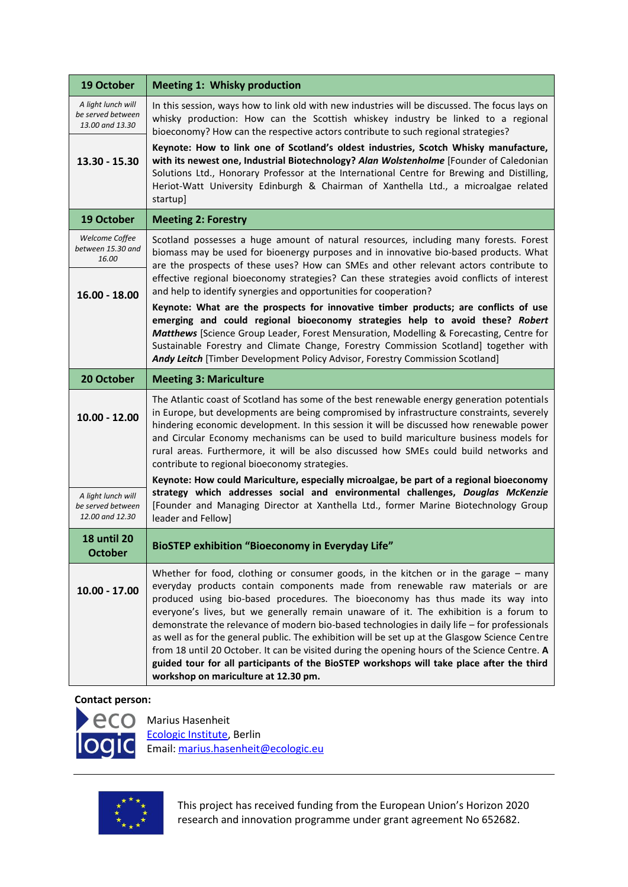| 19 October | Meeting 1: Whisky production |
|---|---|
| *A light lunch will be served between 13.00 and 13.30* | In this session, ways how to link old with new industries will be discussed. The focus lays on whisky production: How can the Scottish whiskey industry be linked to a regional bioeconomy? How can the respective actors contribute to such regional strategies? |
| **13.30 - 15.30** | **Keynote: How to link one of Scotland's oldest industries, Scotch Whisky manufacture, with its newest one, Industrial Biotechnology?** ***Alan Wolstenholme*** [Founder of Caledonian Solutions Ltd., Honorary Professor at the International Centre for Brewing and Distilling, Heriot-Watt University Edinburgh & Chairman of Xanthella Ltd., a microalgae related startup] |
| **19 October** | **Meeting 2: Forestry** |
| *Welcome Coffee between 15.30 and 16.00* | Scotland possesses a huge amount of natural resources, including many forests. Forest biomass may be used for bioenergy purposes and in innovative bio-based products. What are the prospects of these uses? How can SMEs and other relevant actors contribute to effective regional bioeconomy strategies? Can these strategies avoid conflicts of interest and help to identify synergies and opportunities for cooperation? |
| **16.00 - 18.00** | **Keynote: What are the prospects for innovative timber products; are conflicts of use emerging and could regional bioeconomy strategies help to avoid these?** ***Robert Matthews*** [Science Group Leader, Forest Mensuration, Modelling & Forecasting, Centre for Sustainable Forestry and Climate Change, Forestry Commission Scotland] together with ***Andy Leitch*** [Timber Development Policy Advisor, Forestry Commission Scotland] |
| **20 October** | **Meeting 3: Mariculture** |
| **10.00 - 12.00** | The Atlantic coast of Scotland has some of the best renewable energy generation potentials in Europe, but developments are being compromised by infrastructure constraints, severely hindering economic development. In this session it will be discussed how renewable power and Circular Economy mechanisms can be used to build mariculture business models for rural areas. Furthermore, it will be also discussed how SMEs could build networks and contribute to regional bioeconomy strategies. |
| *A light lunch will be served between 12.00 and 12.30* | **Keynote: How could Mariculture, especially microalgae, be part of a regional bioeconomy strategy which addresses social and environmental challenges,** ***Douglas McKenzie*** [Founder and Managing Director at Xanthella Ltd., former Marine Biotechnology Group leader and Fellow] |
| **18 until 20 October** | **BioSTEP exhibition "Bioeconomy in Everyday Life"** |
| **10.00 - 17.00** | Whether for food, clothing or consumer goods, in the kitchen or in the garage – many everyday products contain components made from renewable raw materials or are produced using bio-based procedures. The bioeconomy has thus made its way into everyone's lives, but we generally remain unaware of it. The exhibition is a forum to demonstrate the relevance of modern bio-based technologies in daily life – for professionals as well as for the general public. The exhibition will be set up at the Glasgow Science Centre from 18 until 20 October. It can be visited during the opening hours of the Science Centre. **A guided tour for all participants of the BioSTEP workshops will take place after the third workshop on mariculture at 12.30 pm.** |

**Contact person:**

Marius Hasenheit
Ecologic Institute, Berlin
Email: marius.hasenheit@ecologic.eu

This project has received funding from the European Union's Horizon 2020 research and innovation programme under grant agreement No 652682.